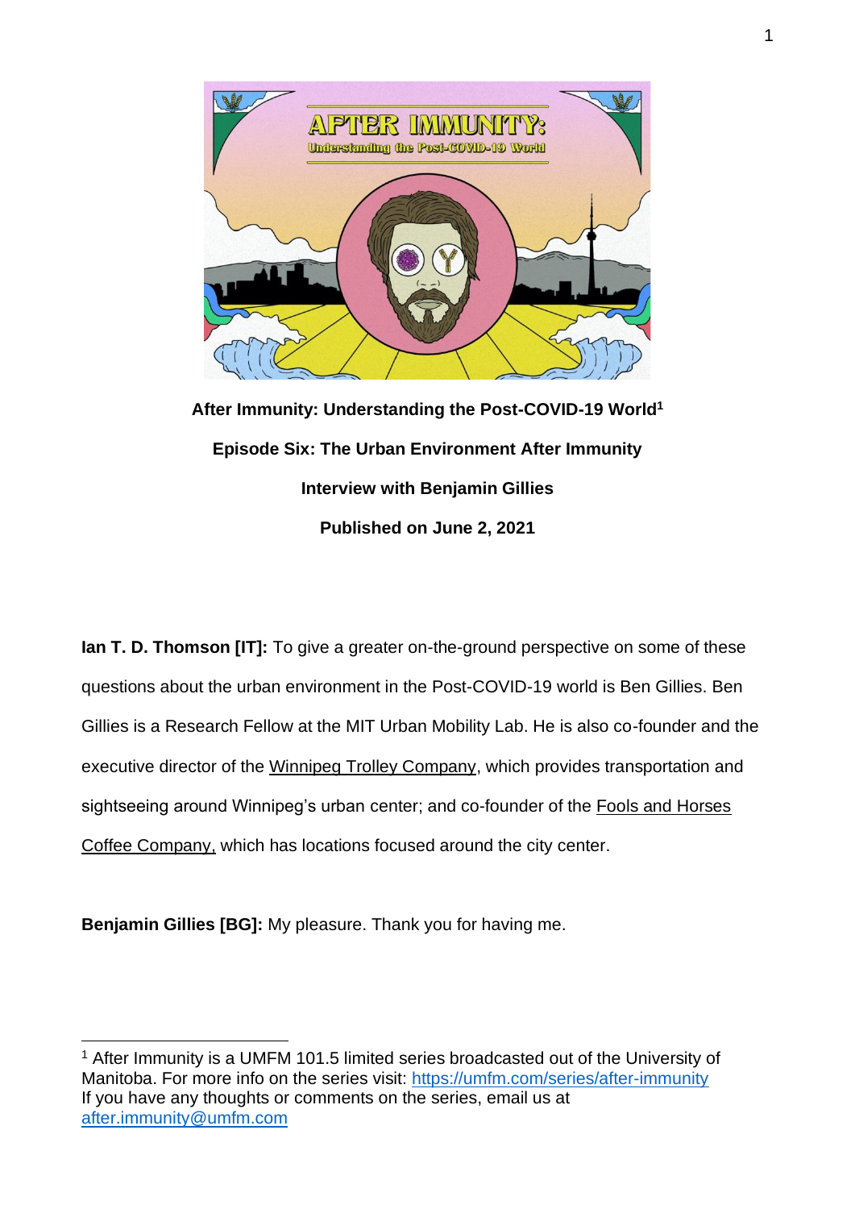**After Immunity: Understanding the Post-COVID-19 World[1]**

**Episode Six: The Urban Environment After Immunity**

**Interview with Benjamin Gillies**

**Published on June 2, 2021**

**Ian T. D. Thomson [IT]:** To give a greater on-the-ground perspective on some of these questions about the urban environment in the Post-COVID-19 world is Ben Gillies. Ben Gillies is a Research Fellow at the MIT Urban Mobility Lab. He is also co-founder and the executive director of the Winnipeg Trolley Company, which provides transportation and sightseeing around Winnipeg's urban center; and co-founder of the Fools and Horses Coffee Company, which has locations focused around the city center.

**Benjamin Gillies [BG]:** My pleasure. Thank you for having me.

---

[1] After Immunity is a UMFM 101.5 limited series broadcasted out of the University of Manitoba. For more info on the series visit: https://umfm.com/series/after-immunity
If you have any thoughts or comments on the series, email us at after.immunity@umfm.com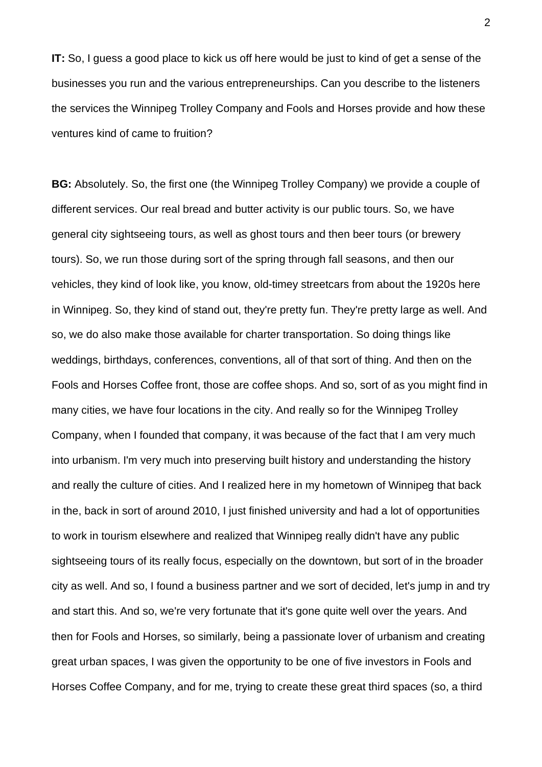**IT:** So, I guess a good place to kick us off here would be just to kind of get a sense of the businesses you run and the various entrepreneurships. Can you describe to the listeners the services the Winnipeg Trolley Company and Fools and Horses provide and how these ventures kind of came to fruition?

**BG:** Absolutely. So, the first one (the Winnipeg Trolley Company) we provide a couple of different services. Our real bread and butter activity is our public tours. So, we have general city sightseeing tours, as well as ghost tours and then beer tours (or brewery tours). So, we run those during sort of the spring through fall seasons, and then our vehicles, they kind of look like, you know, old-timey streetcars from about the 1920s here in Winnipeg. So, they kind of stand out, they're pretty fun. They're pretty large as well. And so, we do also make those available for charter transportation. So doing things like weddings, birthdays, conferences, conventions, all of that sort of thing. And then on the Fools and Horses Coffee front, those are coffee shops. And so, sort of as you might find in many cities, we have four locations in the city. And really so for the Winnipeg Trolley Company, when I founded that company, it was because of the fact that I am very much into urbanism. I'm very much into preserving built history and understanding the history and really the culture of cities. And I realized here in my hometown of Winnipeg that back in the, back in sort of around 2010, I just finished university and had a lot of opportunities to work in tourism elsewhere and realized that Winnipeg really didn't have any public sightseeing tours of its really focus, especially on the downtown, but sort of in the broader city as well. And so, I found a business partner and we sort of decided, let's jump in and try and start this. And so, we're very fortunate that it's gone quite well over the years. And then for Fools and Horses, so similarly, being a passionate lover of urbanism and creating great urban spaces, I was given the opportunity to be one of five investors in Fools and Horses Coffee Company, and for me, trying to create these great third spaces (so, a third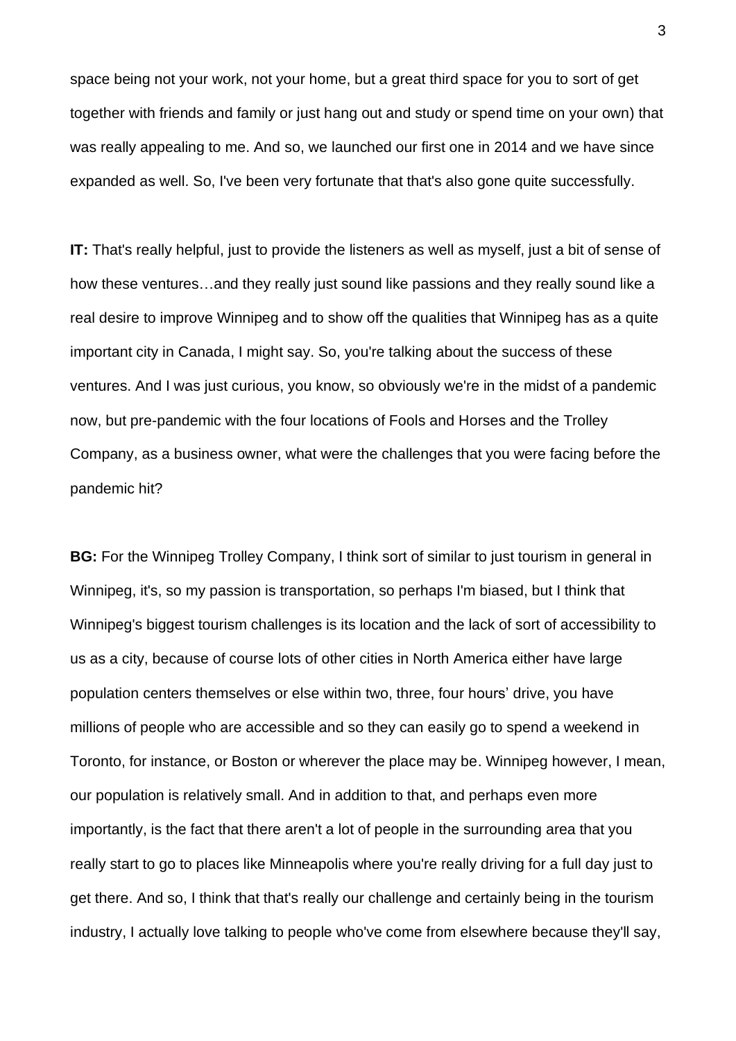space being not your work, not your home, but a great third space for you to sort of get together with friends and family or just hang out and study or spend time on your own) that was really appealing to me. And so, we launched our first one in 2014 and we have since expanded as well. So, I've been very fortunate that that's also gone quite successfully.

**IT:** That's really helpful, just to provide the listeners as well as myself, just a bit of sense of how these ventures…and they really just sound like passions and they really sound like a real desire to improve Winnipeg and to show off the qualities that Winnipeg has as a quite important city in Canada, I might say. So, you're talking about the success of these ventures. And I was just curious, you know, so obviously we're in the midst of a pandemic now, but pre-pandemic with the four locations of Fools and Horses and the Trolley Company, as a business owner, what were the challenges that you were facing before the pandemic hit?

**BG:** For the Winnipeg Trolley Company, I think sort of similar to just tourism in general in Winnipeg, it's, so my passion is transportation, so perhaps I'm biased, but I think that Winnipeg's biggest tourism challenges is its location and the lack of sort of accessibility to us as a city, because of course lots of other cities in North America either have large population centers themselves or else within two, three, four hours' drive, you have millions of people who are accessible and so they can easily go to spend a weekend in Toronto, for instance, or Boston or wherever the place may be. Winnipeg however, I mean, our population is relatively small. And in addition to that, and perhaps even more importantly, is the fact that there aren't a lot of people in the surrounding area that you really start to go to places like Minneapolis where you're really driving for a full day just to get there. And so, I think that that's really our challenge and certainly being in the tourism industry, I actually love talking to people who've come from elsewhere because they'll say,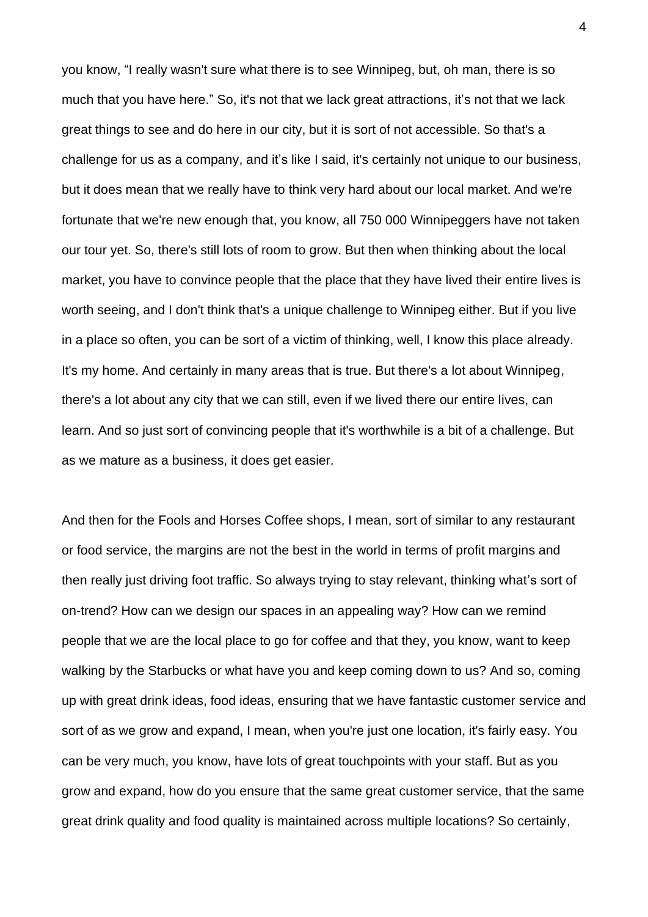you know, "I really wasn't sure what there is to see Winnipeg, but, oh man, there is so much that you have here." So, it's not that we lack great attractions, it's not that we lack great things to see and do here in our city, but it is sort of not accessible. So that's a challenge for us as a company, and it's like I said, it's certainly not unique to our business, but it does mean that we really have to think very hard about our local market. And we're fortunate that we're new enough that, you know, all 750 000 Winnipeggers have not taken our tour yet. So, there's still lots of room to grow. But then when thinking about the local market, you have to convince people that the place that they have lived their entire lives is worth seeing, and I don't think that's a unique challenge to Winnipeg either. But if you live in a place so often, you can be sort of a victim of thinking, well, I know this place already. It's my home. And certainly in many areas that is true. But there's a lot about Winnipeg, there's a lot about any city that we can still, even if we lived there our entire lives, can learn. And so just sort of convincing people that it's worthwhile is a bit of a challenge. But as we mature as a business, it does get easier.

And then for the Fools and Horses Coffee shops, I mean, sort of similar to any restaurant or food service, the margins are not the best in the world in terms of profit margins and then really just driving foot traffic. So always trying to stay relevant, thinking what's sort of on-trend? How can we design our spaces in an appealing way? How can we remind people that we are the local place to go for coffee and that they, you know, want to keep walking by the Starbucks or what have you and keep coming down to us? And so, coming up with great drink ideas, food ideas, ensuring that we have fantastic customer service and sort of as we grow and expand, I mean, when you're just one location, it's fairly easy. You can be very much, you know, have lots of great touchpoints with your staff. But as you grow and expand, how do you ensure that the same great customer service, that the same great drink quality and food quality is maintained across multiple locations? So certainly,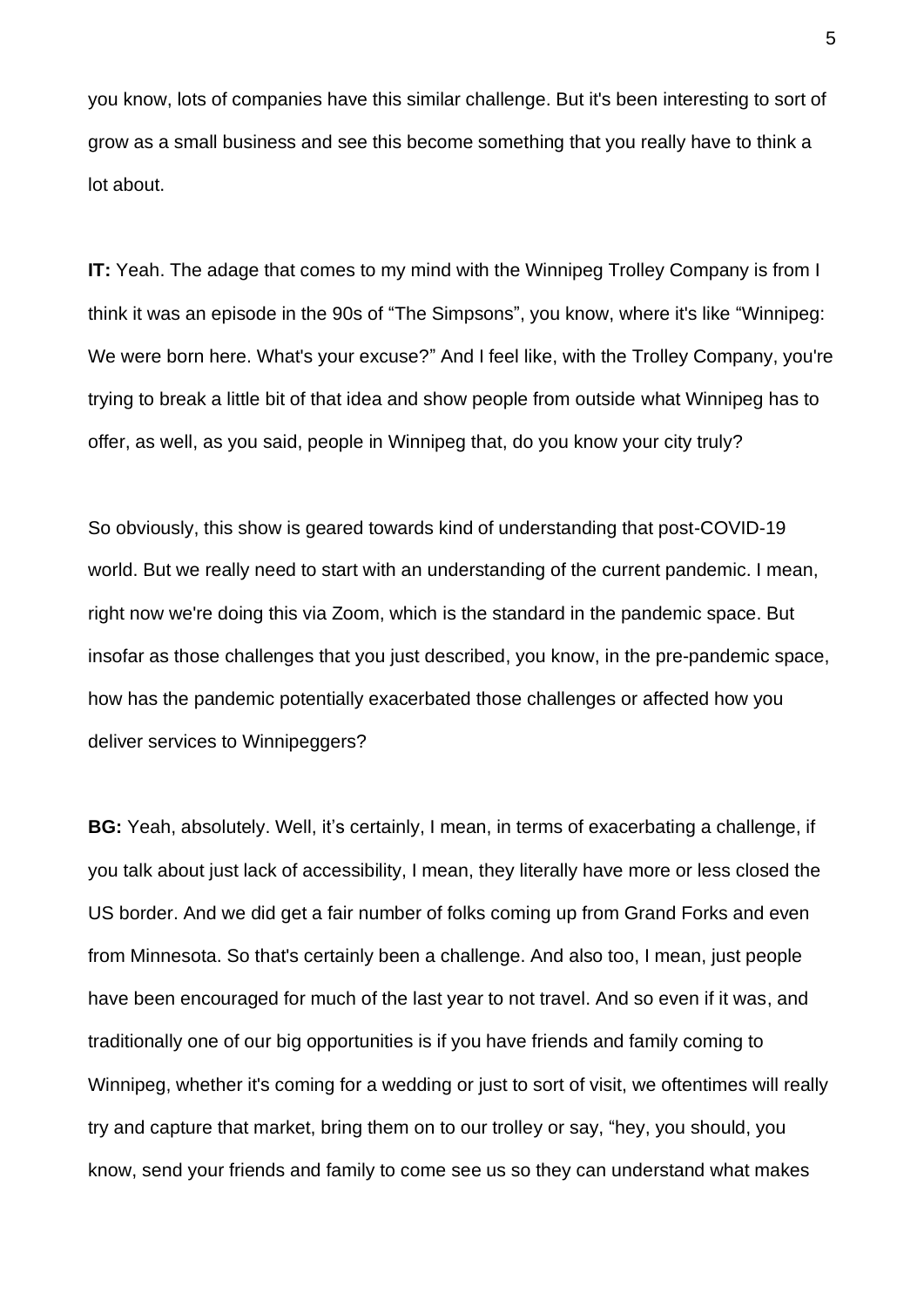you know, lots of companies have this similar challenge. But it's been interesting to sort of grow as a small business and see this become something that you really have to think a lot about.

**IT:** Yeah. The adage that comes to my mind with the Winnipeg Trolley Company is from I think it was an episode in the 90s of “The Simpsons”, you know, where it's like “Winnipeg: We were born here. What's your excuse?” And I feel like, with the Trolley Company, you're trying to break a little bit of that idea and show people from outside what Winnipeg has to offer, as well, as you said, people in Winnipeg that, do you know your city truly?

So obviously, this show is geared towards kind of understanding that post-COVID-19 world. But we really need to start with an understanding of the current pandemic. I mean, right now we're doing this via Zoom, which is the standard in the pandemic space. But insofar as those challenges that you just described, you know, in the pre-pandemic space, how has the pandemic potentially exacerbated those challenges or affected how you deliver services to Winnipeggers?

**BG:** Yeah, absolutely. Well, it’s certainly, I mean, in terms of exacerbating a challenge, if you talk about just lack of accessibility, I mean, they literally have more or less closed the US border. And we did get a fair number of folks coming up from Grand Forks and even from Minnesota. So that's certainly been a challenge. And also too, I mean, just people have been encouraged for much of the last year to not travel. And so even if it was, and traditionally one of our big opportunities is if you have friends and family coming to Winnipeg, whether it's coming for a wedding or just to sort of visit, we oftentimes will really try and capture that market, bring them on to our trolley or say, “hey, you should, you know, send your friends and family to come see us so they can understand what makes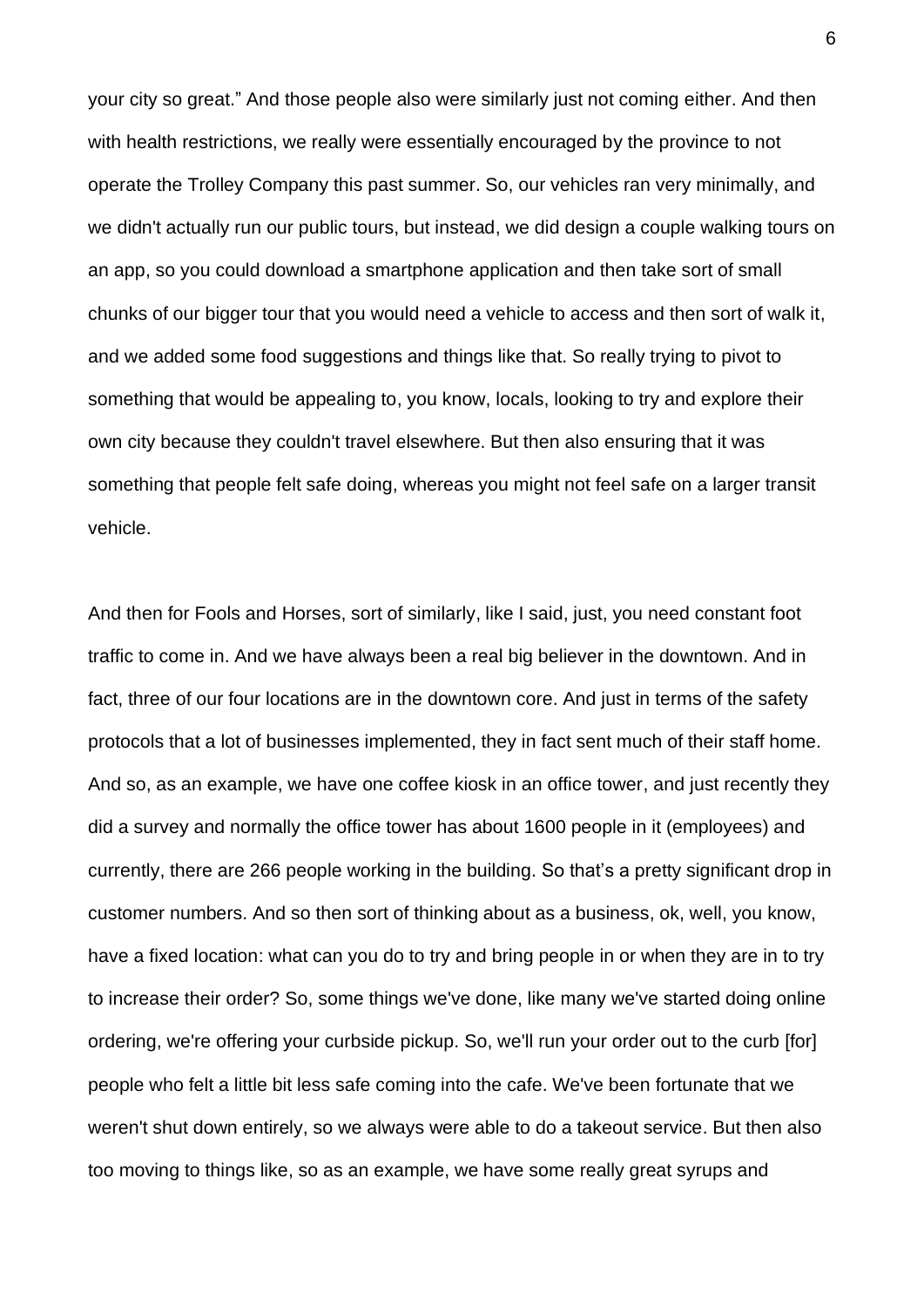your city so great." And those people also were similarly just not coming either. And then with health restrictions, we really were essentially encouraged by the province to not operate the Trolley Company this past summer. So, our vehicles ran very minimally, and we didn't actually run our public tours, but instead, we did design a couple walking tours on an app, so you could download a smartphone application and then take sort of small chunks of our bigger tour that you would need a vehicle to access and then sort of walk it, and we added some food suggestions and things like that. So really trying to pivot to something that would be appealing to, you know, locals, looking to try and explore their own city because they couldn't travel elsewhere. But then also ensuring that it was something that people felt safe doing, whereas you might not feel safe on a larger transit vehicle.

And then for Fools and Horses, sort of similarly, like I said, just, you need constant foot traffic to come in. And we have always been a real big believer in the downtown. And in fact, three of our four locations are in the downtown core. And just in terms of the safety protocols that a lot of businesses implemented, they in fact sent much of their staff home. And so, as an example, we have one coffee kiosk in an office tower, and just recently they did a survey and normally the office tower has about 1600 people in it (employees) and currently, there are 266 people working in the building. So that's a pretty significant drop in customer numbers. And so then sort of thinking about as a business, ok, well, you know, have a fixed location: what can you do to try and bring people in or when they are in to try to increase their order? So, some things we've done, like many we've started doing online ordering, we're offering your curbside pickup. So, we'll run your order out to the curb [for] people who felt a little bit less safe coming into the cafe. We've been fortunate that we weren't shut down entirely, so we always were able to do a takeout service. But then also too moving to things like, so as an example, we have some really great syrups and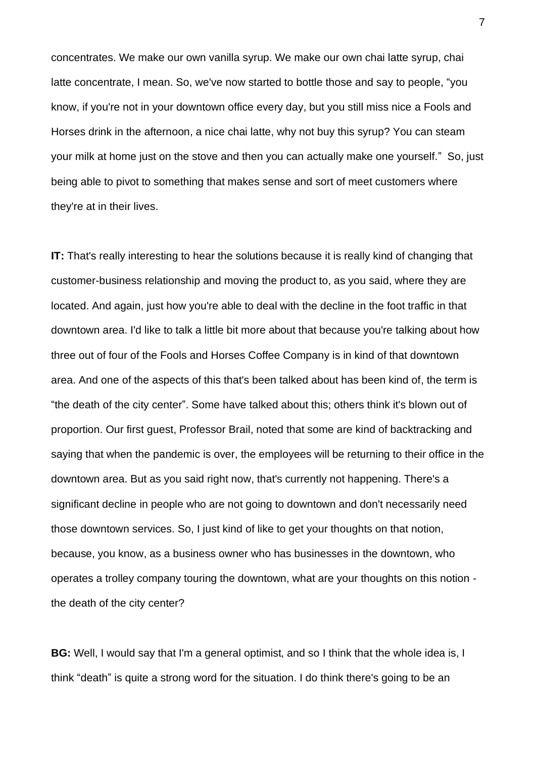concentrates. We make our own vanilla syrup. We make our own chai latte syrup, chai latte concentrate, I mean. So, we've now started to bottle those and say to people, "you know, if you're not in your downtown office every day, but you still miss nice a Fools and Horses drink in the afternoon, a nice chai latte, why not buy this syrup? You can steam your milk at home just on the stove and then you can actually make one yourself." So, just being able to pivot to something that makes sense and sort of meet customers where they're at in their lives.

**IT:** That's really interesting to hear the solutions because it is really kind of changing that customer-business relationship and moving the product to, as you said, where they are located. And again, just how you're able to deal with the decline in the foot traffic in that downtown area. I'd like to talk a little bit more about that because you're talking about how three out of four of the Fools and Horses Coffee Company is in kind of that downtown area. And one of the aspects of this that's been talked about has been kind of, the term is "the death of the city center". Some have talked about this; others think it's blown out of proportion. Our first guest, Professor Brail, noted that some are kind of backtracking and saying that when the pandemic is over, the employees will be returning to their office in the downtown area. But as you said right now, that's currently not happening. There's a significant decline in people who are not going to downtown and don't necessarily need those downtown services. So, I just kind of like to get your thoughts on that notion, because, you know, as a business owner who has businesses in the downtown, who operates a trolley company touring the downtown, what are your thoughts on this notion - the death of the city center?

**BG:** Well, I would say that I'm a general optimist, and so I think that the whole idea is, I think "death" is quite a strong word for the situation. I do think there's going to be an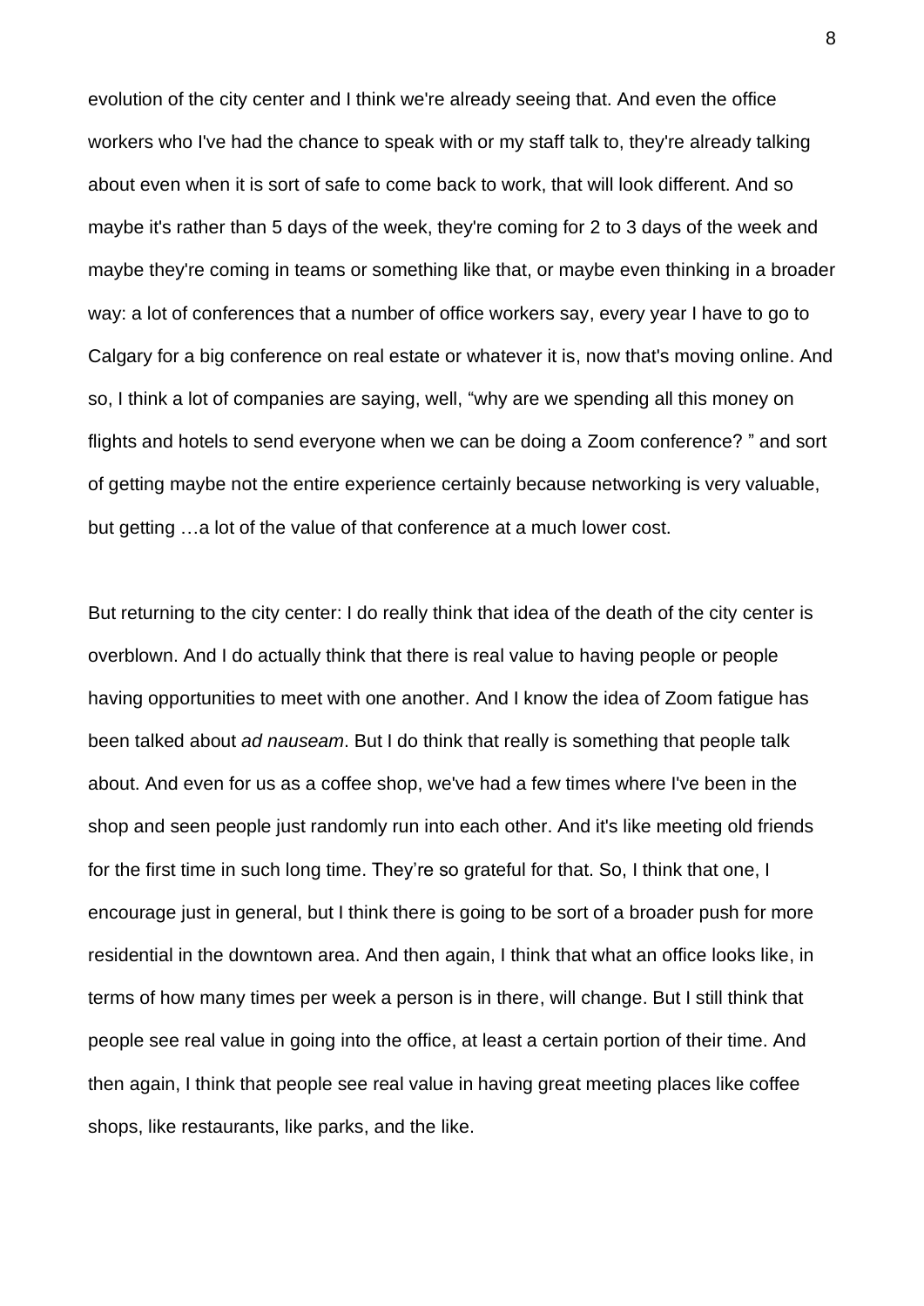evolution of the city center and I think we're already seeing that. And even the office workers who I've had the chance to speak with or my staff talk to, they're already talking about even when it is sort of safe to come back to work, that will look different. And so maybe it's rather than 5 days of the week, they're coming for 2 to 3 days of the week and maybe they're coming in teams or something like that, or maybe even thinking in a broader way: a lot of conferences that a number of office workers say, every year I have to go to Calgary for a big conference on real estate or whatever it is, now that's moving online. And so, I think a lot of companies are saying, well, "why are we spending all this money on flights and hotels to send everyone when we can be doing a Zoom conference? " and sort of getting maybe not the entire experience certainly because networking is very valuable, but getting …a lot of the value of that conference at a much lower cost.

But returning to the city center: I do really think that idea of the death of the city center is overblown. And I do actually think that there is real value to having people or people having opportunities to meet with one another. And I know the idea of Zoom fatigue has been talked about *ad nauseam*. But I do think that really is something that people talk about. And even for us as a coffee shop, we've had a few times where I've been in the shop and seen people just randomly run into each other. And it's like meeting old friends for the first time in such long time. They're so grateful for that. So, I think that one, I encourage just in general, but I think there is going to be sort of a broader push for more residential in the downtown area. And then again, I think that what an office looks like, in terms of how many times per week a person is in there, will change. But I still think that people see real value in going into the office, at least a certain portion of their time. And then again, I think that people see real value in having great meeting places like coffee shops, like restaurants, like parks, and the like.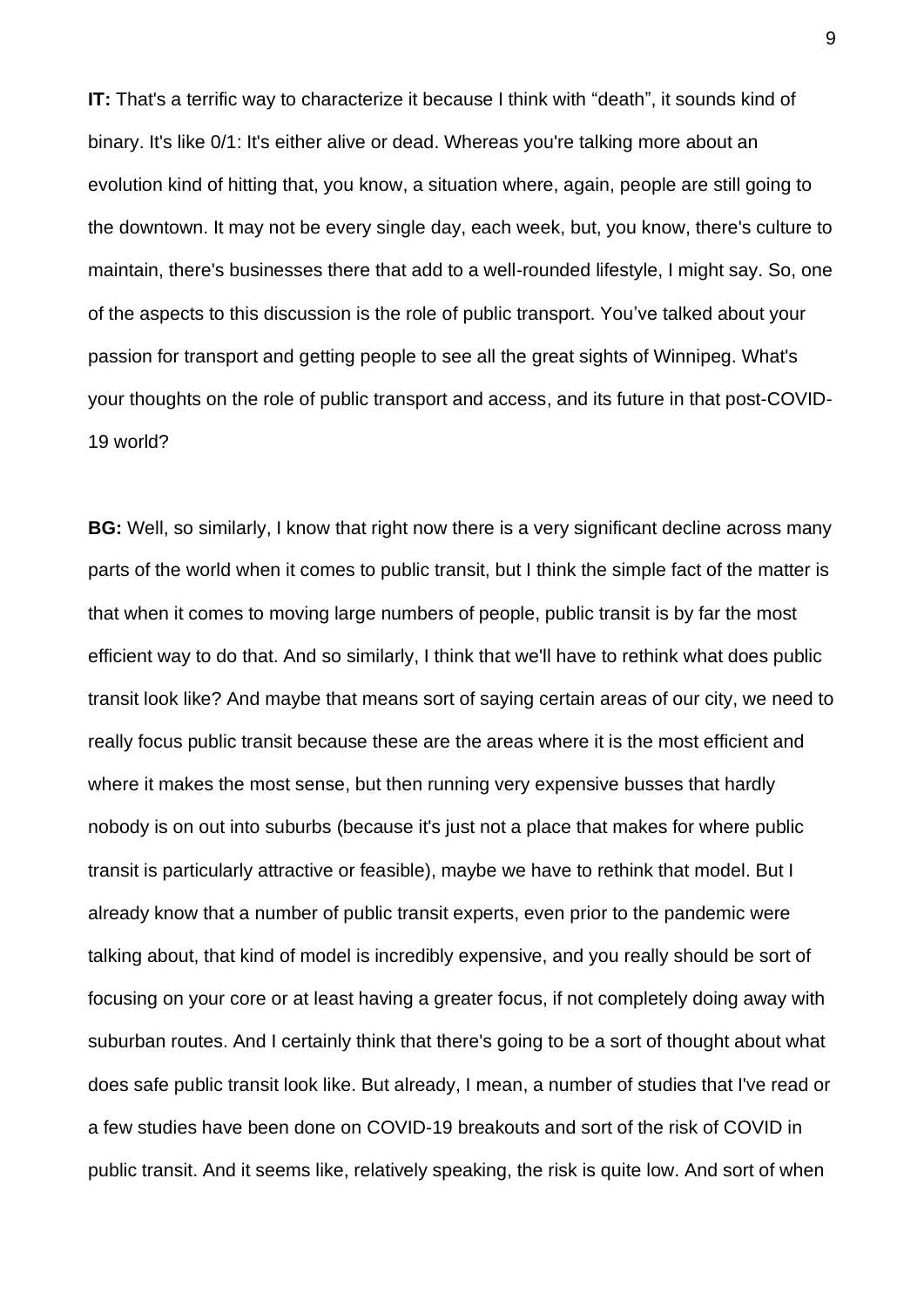**IT:** That's a terrific way to characterize it because I think with "death", it sounds kind of binary. It's like 0/1: It's either alive or dead. Whereas you're talking more about an evolution kind of hitting that, you know, a situation where, again, people are still going to the downtown. It may not be every single day, each week, but, you know, there's culture to maintain, there's businesses there that add to a well-rounded lifestyle, I might say. So, one of the aspects to this discussion is the role of public transport. You've talked about your passion for transport and getting people to see all the great sights of Winnipeg. What's your thoughts on the role of public transport and access, and its future in that post-COVID-19 world?

**BG:** Well, so similarly, I know that right now there is a very significant decline across many parts of the world when it comes to public transit, but I think the simple fact of the matter is that when it comes to moving large numbers of people, public transit is by far the most efficient way to do that. And so similarly, I think that we'll have to rethink what does public transit look like? And maybe that means sort of saying certain areas of our city, we need to really focus public transit because these are the areas where it is the most efficient and where it makes the most sense, but then running very expensive busses that hardly nobody is on out into suburbs (because it's just not a place that makes for where public transit is particularly attractive or feasible), maybe we have to rethink that model. But I already know that a number of public transit experts, even prior to the pandemic were talking about, that kind of model is incredibly expensive, and you really should be sort of focusing on your core or at least having a greater focus, if not completely doing away with suburban routes. And I certainly think that there's going to be a sort of thought about what does safe public transit look like. But already, I mean, a number of studies that I've read or a few studies have been done on COVID-19 breakouts and sort of the risk of COVID in public transit. And it seems like, relatively speaking, the risk is quite low. And sort of when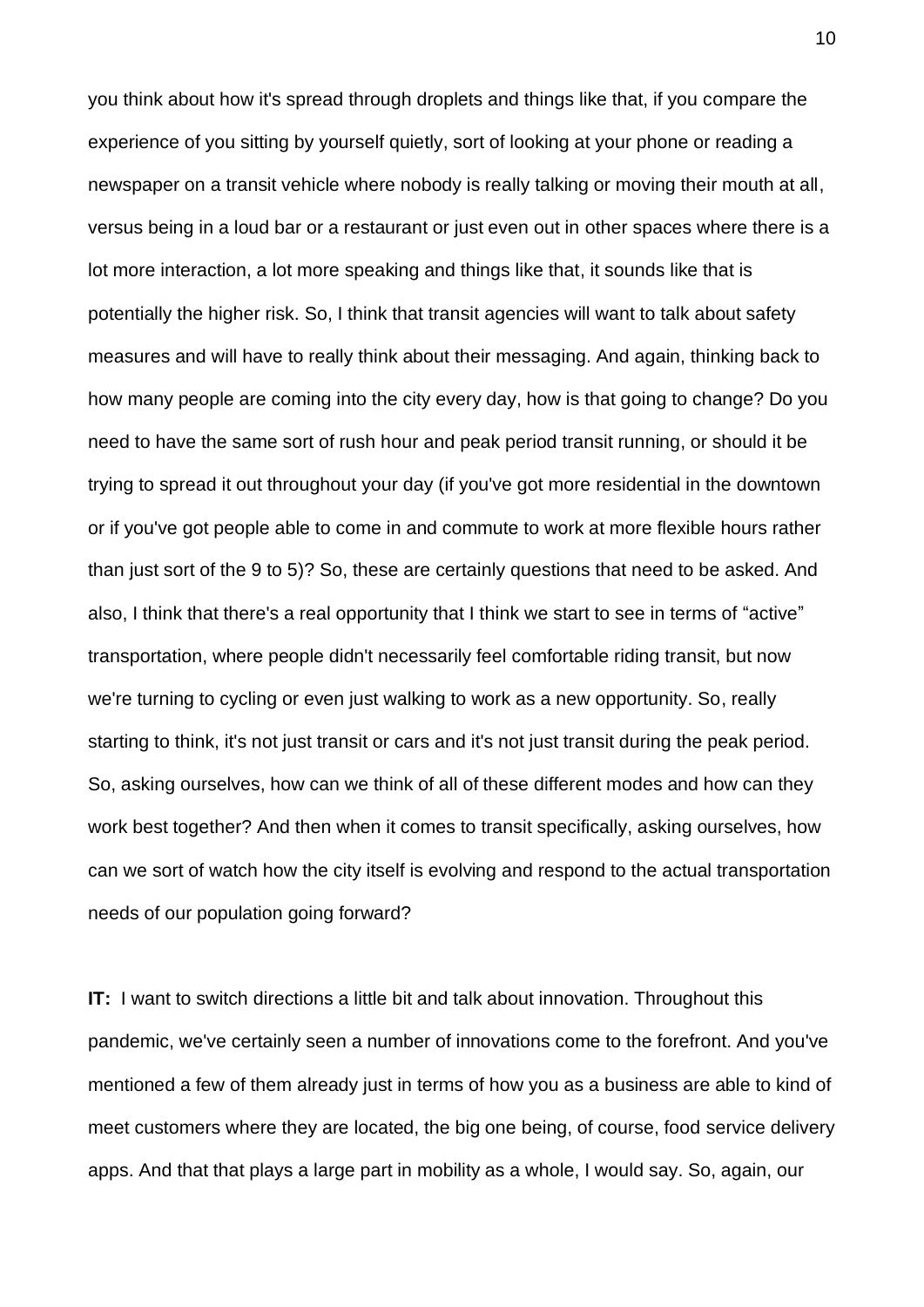you think about how it's spread through droplets and things like that, if you compare the experience of you sitting by yourself quietly, sort of looking at your phone or reading a newspaper on a transit vehicle where nobody is really talking or moving their mouth at all, versus being in a loud bar or a restaurant or just even out in other spaces where there is a lot more interaction, a lot more speaking and things like that, it sounds like that is potentially the higher risk. So, I think that transit agencies will want to talk about safety measures and will have to really think about their messaging. And again, thinking back to how many people are coming into the city every day, how is that going to change? Do you need to have the same sort of rush hour and peak period transit running, or should it be trying to spread it out throughout your day (if you've got more residential in the downtown or if you've got people able to come in and commute to work at more flexible hours rather than just sort of the 9 to 5)? So, these are certainly questions that need to be asked. And also, I think that there's a real opportunity that I think we start to see in terms of "active" transportation, where people didn't necessarily feel comfortable riding transit, but now we're turning to cycling or even just walking to work as a new opportunity. So, really starting to think, it's not just transit or cars and it's not just transit during the peak period. So, asking ourselves, how can we think of all of these different modes and how can they work best together? And then when it comes to transit specifically, asking ourselves, how can we sort of watch how the city itself is evolving and respond to the actual transportation needs of our population going forward?

**IT:** I want to switch directions a little bit and talk about innovation. Throughout this pandemic, we've certainly seen a number of innovations come to the forefront. And you've mentioned a few of them already just in terms of how you as a business are able to kind of meet customers where they are located, the big one being, of course, food service delivery apps. And that that plays a large part in mobility as a whole, I would say. So, again, our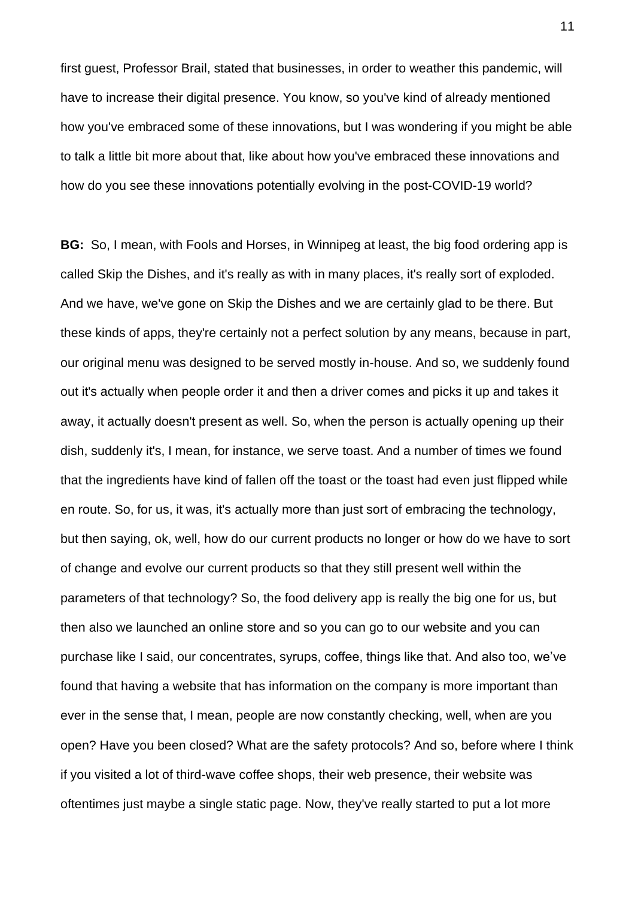first guest, Professor Brail, stated that businesses, in order to weather this pandemic, will have to increase their digital presence. You know, so you've kind of already mentioned how you've embraced some of these innovations, but I was wondering if you might be able to talk a little bit more about that, like about how you've embraced these innovations and how do you see these innovations potentially evolving in the post-COVID-19 world?

**BG:** So, I mean, with Fools and Horses, in Winnipeg at least, the big food ordering app is called Skip the Dishes, and it's really as with in many places, it's really sort of exploded. And we have, we've gone on Skip the Dishes and we are certainly glad to be there. But these kinds of apps, they're certainly not a perfect solution by any means, because in part, our original menu was designed to be served mostly in-house. And so, we suddenly found out it's actually when people order it and then a driver comes and picks it up and takes it away, it actually doesn't present as well. So, when the person is actually opening up their dish, suddenly it's, I mean, for instance, we serve toast. And a number of times we found that the ingredients have kind of fallen off the toast or the toast had even just flipped while en route. So, for us, it was, it's actually more than just sort of embracing the technology, but then saying, ok, well, how do our current products no longer or how do we have to sort of change and evolve our current products so that they still present well within the parameters of that technology? So, the food delivery app is really the big one for us, but then also we launched an online store and so you can go to our website and you can purchase like I said, our concentrates, syrups, coffee, things like that. And also too, we've found that having a website that has information on the company is more important than ever in the sense that, I mean, people are now constantly checking, well, when are you open? Have you been closed? What are the safety protocols? And so, before where I think if you visited a lot of third-wave coffee shops, their web presence, their website was oftentimes just maybe a single static page. Now, they've really started to put a lot more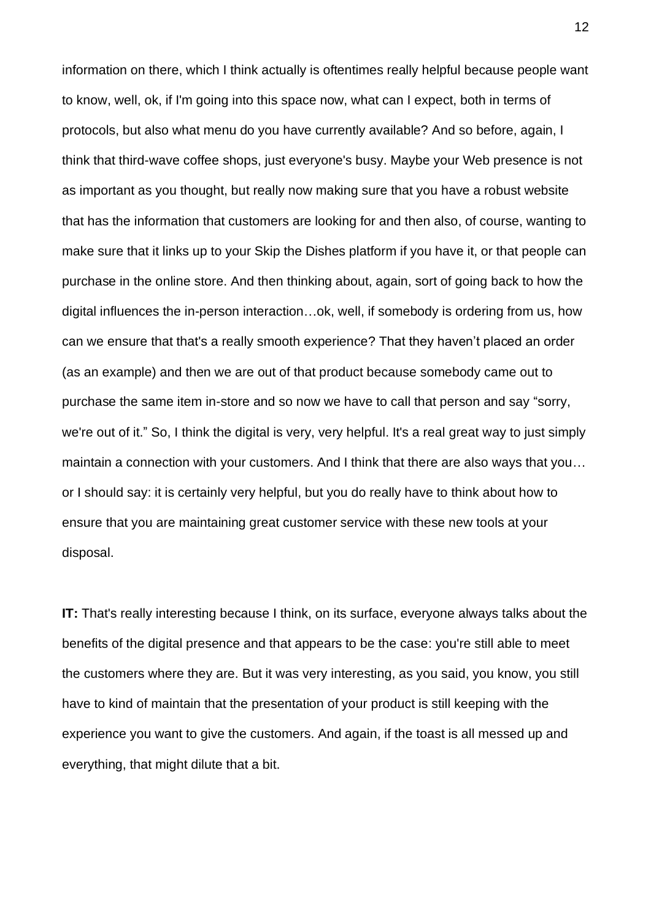information on there, which I think actually is oftentimes really helpful because people want to know, well, ok, if I'm going into this space now, what can I expect, both in terms of protocols, but also what menu do you have currently available? And so before, again, I think that third-wave coffee shops, just everyone's busy. Maybe your Web presence is not as important as you thought, but really now making sure that you have a robust website that has the information that customers are looking for and then also, of course, wanting to make sure that it links up to your Skip the Dishes platform if you have it, or that people can purchase in the online store. And then thinking about, again, sort of going back to how the digital influences the in-person interaction…ok, well, if somebody is ordering from us, how can we ensure that that's a really smooth experience? That they haven't placed an order (as an example) and then we are out of that product because somebody came out to purchase the same item in-store and so now we have to call that person and say "sorry, we're out of it." So, I think the digital is very, very helpful. It's a real great way to just simply maintain a connection with your customers. And I think that there are also ways that you… or I should say: it is certainly very helpful, but you do really have to think about how to ensure that you are maintaining great customer service with these new tools at your disposal.

**IT:** That's really interesting because I think, on its surface, everyone always talks about the benefits of the digital presence and that appears to be the case: you're still able to meet the customers where they are. But it was very interesting, as you said, you know, you still have to kind of maintain that the presentation of your product is still keeping with the experience you want to give the customers. And again, if the toast is all messed up and everything, that might dilute that a bit.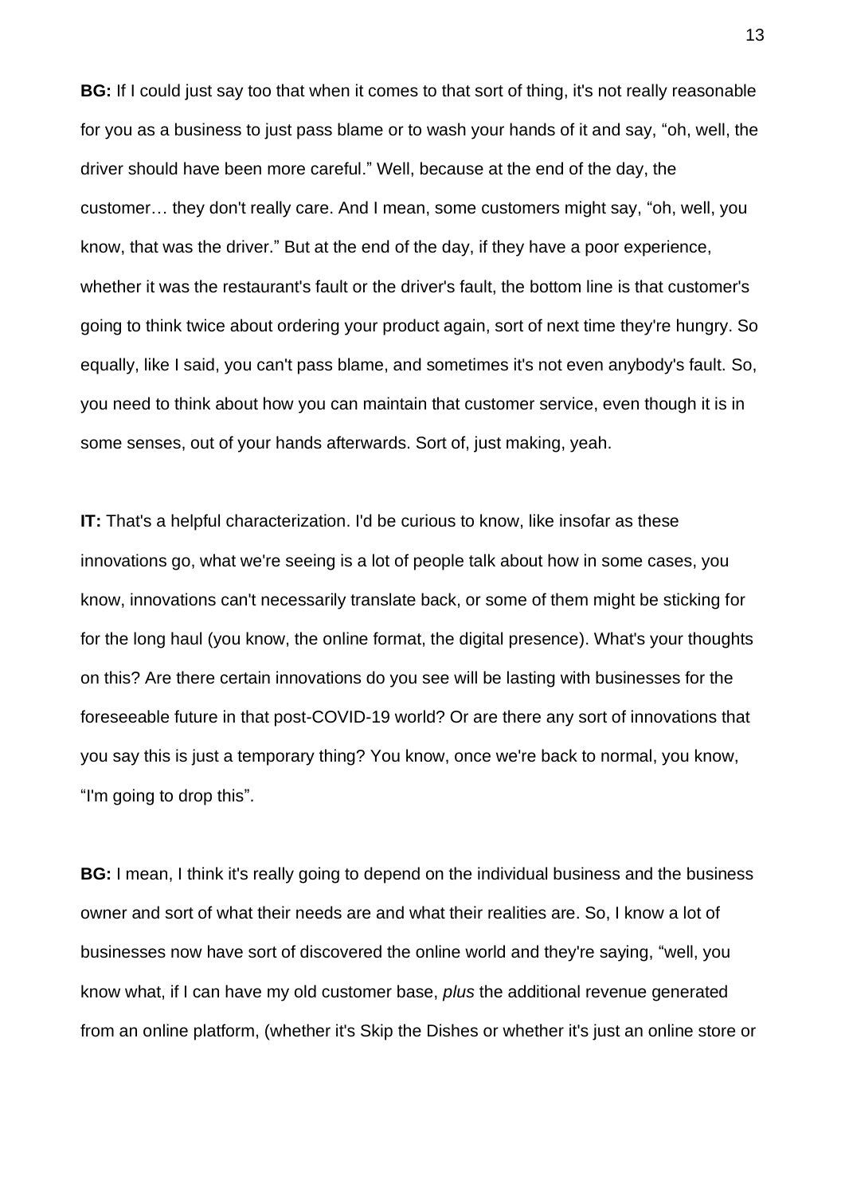**BG:** If I could just say too that when it comes to that sort of thing, it's not really reasonable for you as a business to just pass blame or to wash your hands of it and say, "oh, well, the driver should have been more careful." Well, because at the end of the day, the customer… they don't really care. And I mean, some customers might say, "oh, well, you know, that was the driver." But at the end of the day, if they have a poor experience, whether it was the restaurant's fault or the driver's fault, the bottom line is that customer's going to think twice about ordering your product again, sort of next time they're hungry. So equally, like I said, you can't pass blame, and sometimes it's not even anybody's fault. So, you need to think about how you can maintain that customer service, even though it is in some senses, out of your hands afterwards. Sort of, just making, yeah.

**IT:** That's a helpful characterization. I'd be curious to know, like insofar as these innovations go, what we're seeing is a lot of people talk about how in some cases, you know, innovations can't necessarily translate back, or some of them might be sticking for for the long haul (you know, the online format, the digital presence). What's your thoughts on this? Are there certain innovations do you see will be lasting with businesses for the foreseeable future in that post-COVID-19 world? Or are there any sort of innovations that you say this is just a temporary thing? You know, once we're back to normal, you know, "I'm going to drop this".

**BG:** I mean, I think it's really going to depend on the individual business and the business owner and sort of what their needs are and what their realities are. So, I know a lot of businesses now have sort of discovered the online world and they're saying, "well, you know what, if I can have my old customer base, *plus* the additional revenue generated from an online platform, (whether it's Skip the Dishes or whether it's just an online store or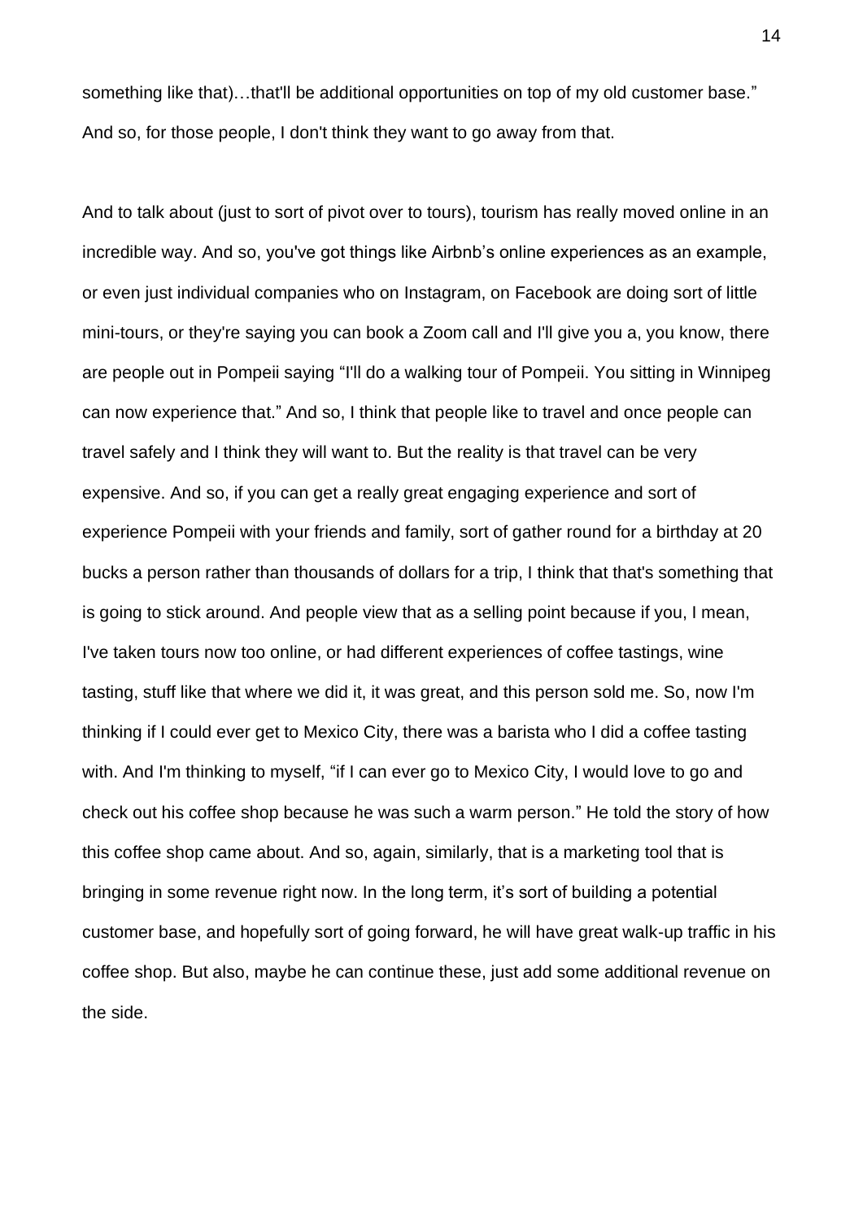something like that)…that'll be additional opportunities on top of my old customer base." And so, for those people, I don't think they want to go away from that.

And to talk about (just to sort of pivot over to tours), tourism has really moved online in an incredible way. And so, you've got things like Airbnb's online experiences as an example, or even just individual companies who on Instagram, on Facebook are doing sort of little mini-tours, or they're saying you can book a Zoom call and I'll give you a, you know, there are people out in Pompeii saying "I'll do a walking tour of Pompeii. You sitting in Winnipeg can now experience that." And so, I think that people like to travel and once people can travel safely and I think they will want to. But the reality is that travel can be very expensive. And so, if you can get a really great engaging experience and sort of experience Pompeii with your friends and family, sort of gather round for a birthday at 20 bucks a person rather than thousands of dollars for a trip, I think that that's something that is going to stick around. And people view that as a selling point because if you, I mean, I've taken tours now too online, or had different experiences of coffee tastings, wine tasting, stuff like that where we did it, it was great, and this person sold me. So, now I'm thinking if I could ever get to Mexico City, there was a barista who I did a coffee tasting with. And I'm thinking to myself, "if I can ever go to Mexico City, I would love to go and check out his coffee shop because he was such a warm person." He told the story of how this coffee shop came about. And so, again, similarly, that is a marketing tool that is bringing in some revenue right now. In the long term, it's sort of building a potential customer base, and hopefully sort of going forward, he will have great walk-up traffic in his coffee shop. But also, maybe he can continue these, just add some additional revenue on the side.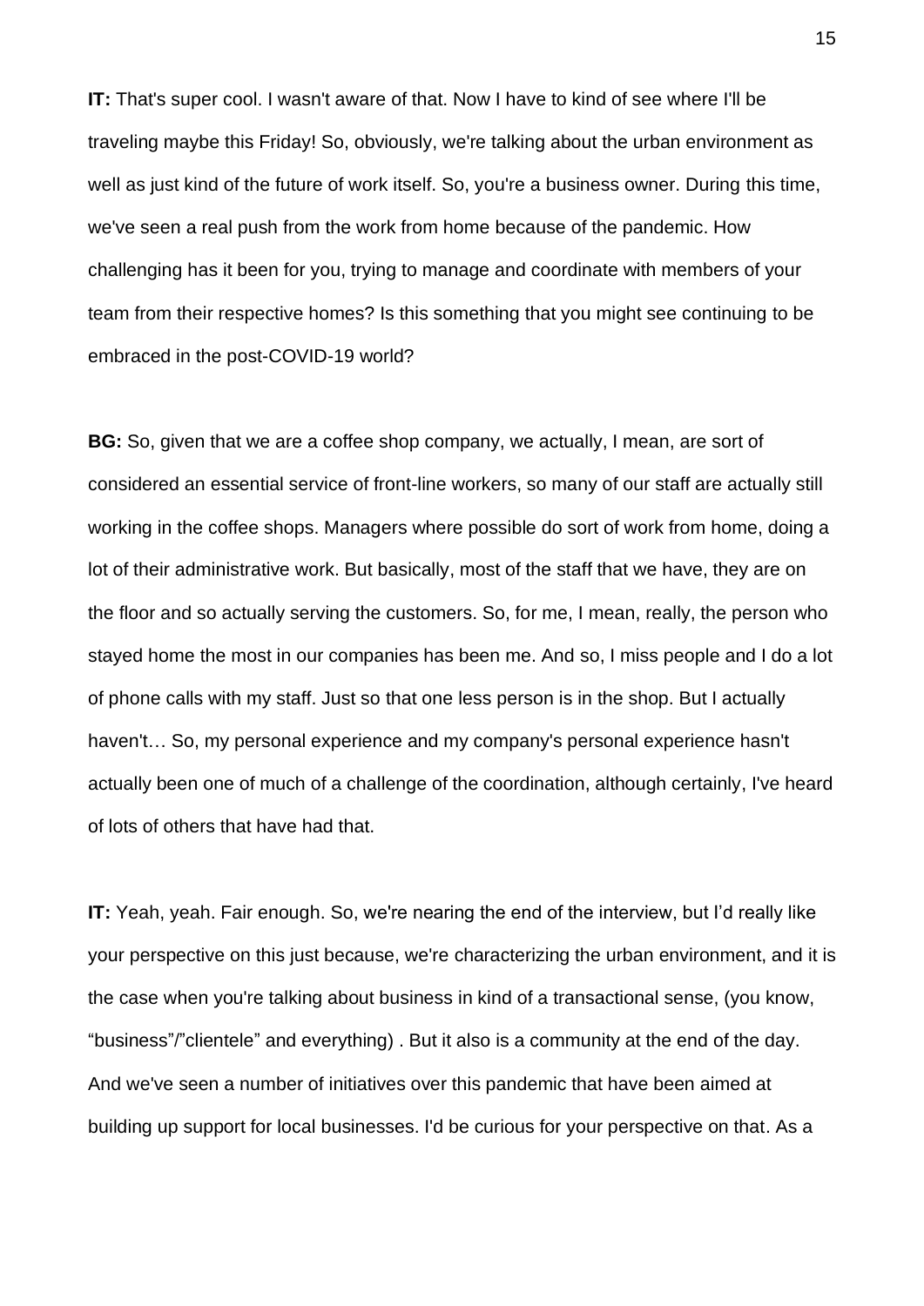**IT:** That's super cool. I wasn't aware of that. Now I have to kind of see where I'll be traveling maybe this Friday! So, obviously, we're talking about the urban environment as well as just kind of the future of work itself. So, you're a business owner. During this time, we've seen a real push from the work from home because of the pandemic. How challenging has it been for you, trying to manage and coordinate with members of your team from their respective homes? Is this something that you might see continuing to be embraced in the post-COVID-19 world?

**BG:** So, given that we are a coffee shop company, we actually, I mean, are sort of considered an essential service of front-line workers, so many of our staff are actually still working in the coffee shops. Managers where possible do sort of work from home, doing a lot of their administrative work. But basically, most of the staff that we have, they are on the floor and so actually serving the customers. So, for me, I mean, really, the person who stayed home the most in our companies has been me. And so, I miss people and I do a lot of phone calls with my staff. Just so that one less person is in the shop. But I actually haven't… So, my personal experience and my company's personal experience hasn't actually been one of much of a challenge of the coordination, although certainly, I've heard of lots of others that have had that.

**IT:** Yeah, yeah. Fair enough. So, we're nearing the end of the interview, but I'd really like your perspective on this just because, we're characterizing the urban environment, and it is the case when you're talking about business in kind of a transactional sense, (you know, "business"/"clientele" and everything) . But it also is a community at the end of the day. And we've seen a number of initiatives over this pandemic that have been aimed at building up support for local businesses. I'd be curious for your perspective on that. As a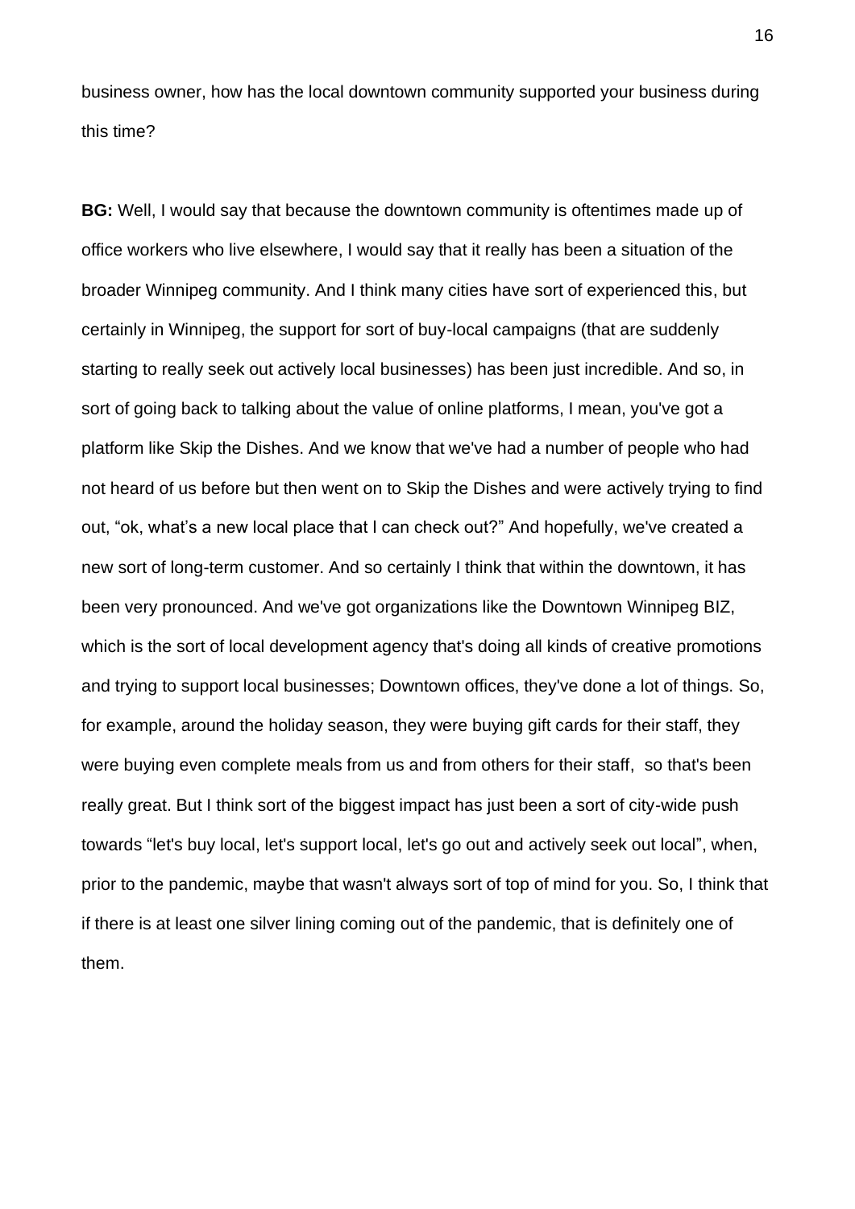business owner, how has the local downtown community supported your business during this time?

**BG:** Well, I would say that because the downtown community is oftentimes made up of office workers who live elsewhere, I would say that it really has been a situation of the broader Winnipeg community. And I think many cities have sort of experienced this, but certainly in Winnipeg, the support for sort of buy-local campaigns (that are suddenly starting to really seek out actively local businesses) has been just incredible. And so, in sort of going back to talking about the value of online platforms, I mean, you've got a platform like Skip the Dishes. And we know that we've had a number of people who had not heard of us before but then went on to Skip the Dishes and were actively trying to find out, "ok, what's a new local place that I can check out?" And hopefully, we've created a new sort of long-term customer. And so certainly I think that within the downtown, it has been very pronounced. And we've got organizations like the Downtown Winnipeg BIZ, which is the sort of local development agency that's doing all kinds of creative promotions and trying to support local businesses; Downtown offices, they've done a lot of things. So, for example, around the holiday season, they were buying gift cards for their staff, they were buying even complete meals from us and from others for their staff, so that's been really great. But I think sort of the biggest impact has just been a sort of city-wide push towards "let's buy local, let's support local, let's go out and actively seek out local", when, prior to the pandemic, maybe that wasn't always sort of top of mind for you. So, I think that if there is at least one silver lining coming out of the pandemic, that is definitely one of them.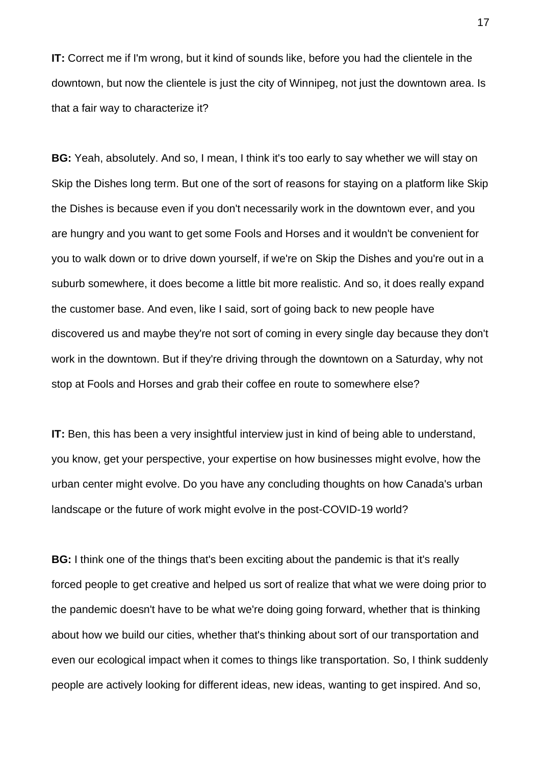**IT:** Correct me if I'm wrong, but it kind of sounds like, before you had the clientele in the downtown, but now the clientele is just the city of Winnipeg, not just the downtown area. Is that a fair way to characterize it?

**BG:** Yeah, absolutely. And so, I mean, I think it's too early to say whether we will stay on Skip the Dishes long term. But one of the sort of reasons for staying on a platform like Skip the Dishes is because even if you don't necessarily work in the downtown ever, and you are hungry and you want to get some Fools and Horses and it wouldn't be convenient for you to walk down or to drive down yourself, if we're on Skip the Dishes and you're out in a suburb somewhere, it does become a little bit more realistic. And so, it does really expand the customer base. And even, like I said, sort of going back to new people have discovered us and maybe they're not sort of coming in every single day because they don't work in the downtown. But if they're driving through the downtown on a Saturday, why not stop at Fools and Horses and grab their coffee en route to somewhere else?

**IT:** Ben, this has been a very insightful interview just in kind of being able to understand, you know, get your perspective, your expertise on how businesses might evolve, how the urban center might evolve. Do you have any concluding thoughts on how Canada's urban landscape or the future of work might evolve in the post-COVID-19 world?

**BG:** I think one of the things that's been exciting about the pandemic is that it's really forced people to get creative and helped us sort of realize that what we were doing prior to the pandemic doesn't have to be what we're doing going forward, whether that is thinking about how we build our cities, whether that's thinking about sort of our transportation and even our ecological impact when it comes to things like transportation. So, I think suddenly people are actively looking for different ideas, new ideas, wanting to get inspired. And so,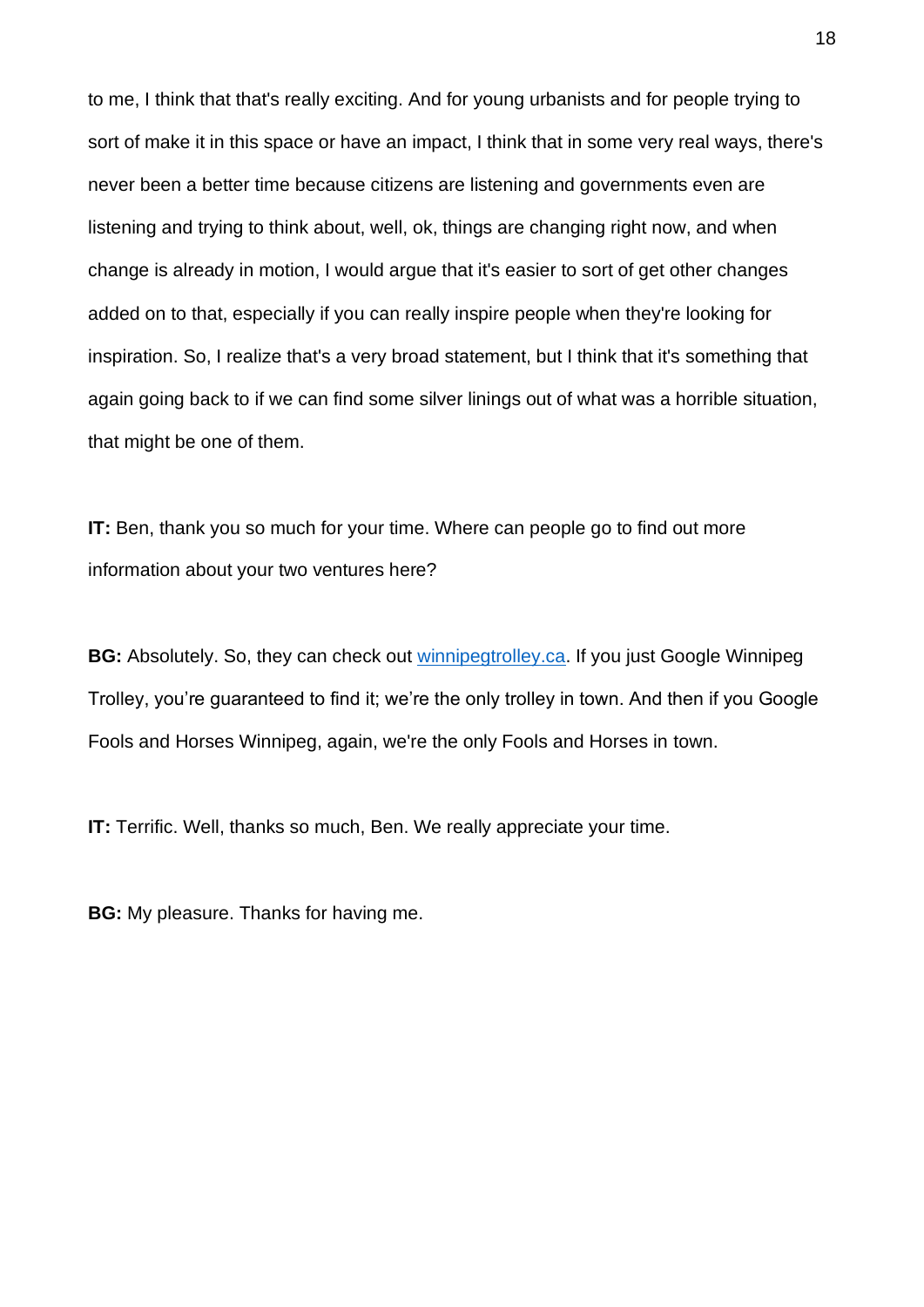to me, I think that that's really exciting. And for young urbanists and for people trying to sort of make it in this space or have an impact, I think that in some very real ways, there's never been a better time because citizens are listening and governments even are listening and trying to think about, well, ok, things are changing right now, and when change is already in motion, I would argue that it's easier to sort of get other changes added on to that, especially if you can really inspire people when they're looking for inspiration. So, I realize that's a very broad statement, but I think that it's something that again going back to if we can find some silver linings out of what was a horrible situation, that might be one of them.

**IT:** Ben, thank you so much for your time. Where can people go to find out more information about your two ventures here?

**BG:** Absolutely. So, they can check out [winnipegtrolley.ca](winnipegtrolley.ca). If you just Google Winnipeg Trolley, you're guaranteed to find it; we're the only trolley in town. And then if you Google Fools and Horses Winnipeg, again, we're the only Fools and Horses in town.

**IT:** Terrific. Well, thanks so much, Ben. We really appreciate your time.

**BG:** My pleasure. Thanks for having me.